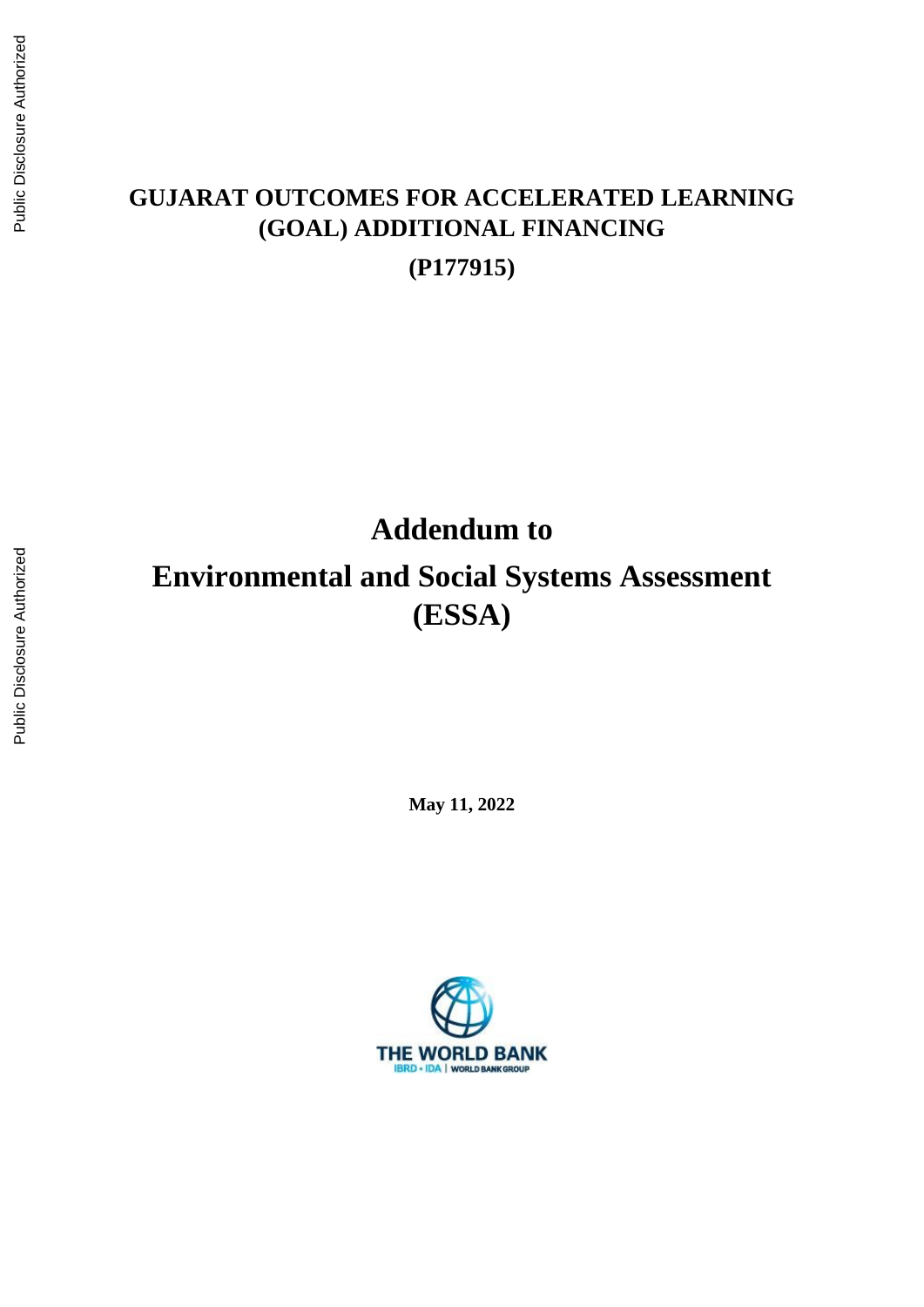# GUJARAT OUTCOMES FOR ACCELERATED LEARNING (GOAL) ADDITIONAL FINANCING

**(P177915)**

# Addendum to

# Environmental and Social Systems Assessment (ESSA)

**May 11, 2022**

THE WORLD BANK
IBRD • IDA | WORLD BANK GROUP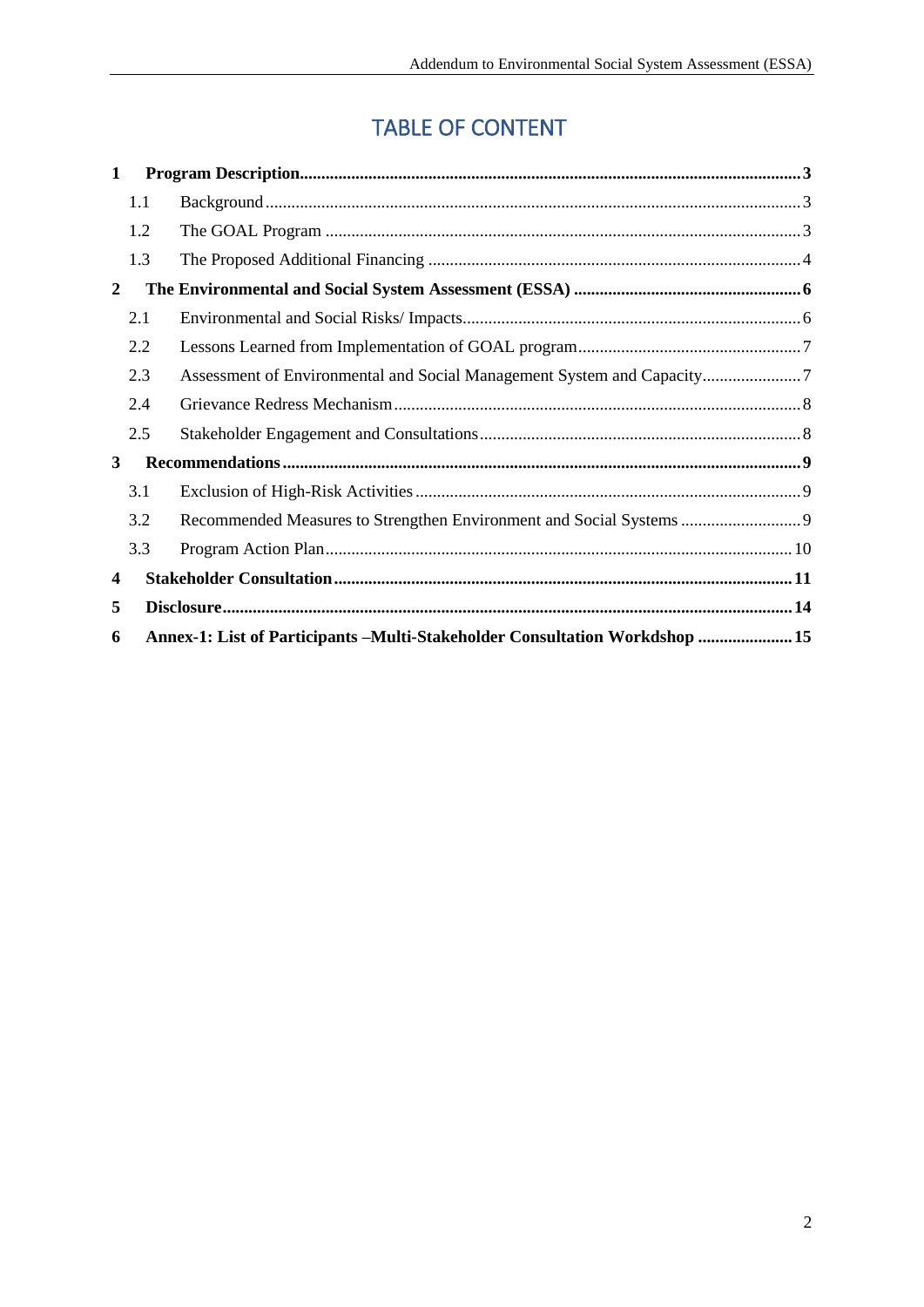# TABLE OF CONTENT

**1 Program Description ................................................................ 3**

- 1.1 Background ................................................................ 3
- 1.2 The GOAL Program ................................................................ 3
- 1.3 The Proposed Additional Financing ................................................................ 4

**2 The Environmental and Social System Assessment (ESSA) ................................................................ 6**

- 2.1 Environmental and Social Risks/ Impacts ................................................................ 6
- 2.2 Lessons Learned from Implementation of GOAL program ................................................................ 7
- 2.3 Assessment of Environmental and Social Management System and Capacity ................................................................ 7
- 2.4 Grievance Redress Mechanism ................................................................ 8
- 2.5 Stakeholder Engagement and Consultations ................................................................ 8

**3 Recommendations ................................................................ 9**

- 3.1 Exclusion of High-Risk Activities ................................................................ 9
- 3.2 Recommended Measures to Strengthen Environment and Social Systems ................................................................ 9
- 3.3 Program Action Plan ................................................................ 10

**4 Stakeholder Consultation ................................................................ 11**

**5 Disclosure ................................................................ 14**

**6 Annex-1: List of Participants –Multi-Stakeholder Consultation Workdshop ................................................................ 15**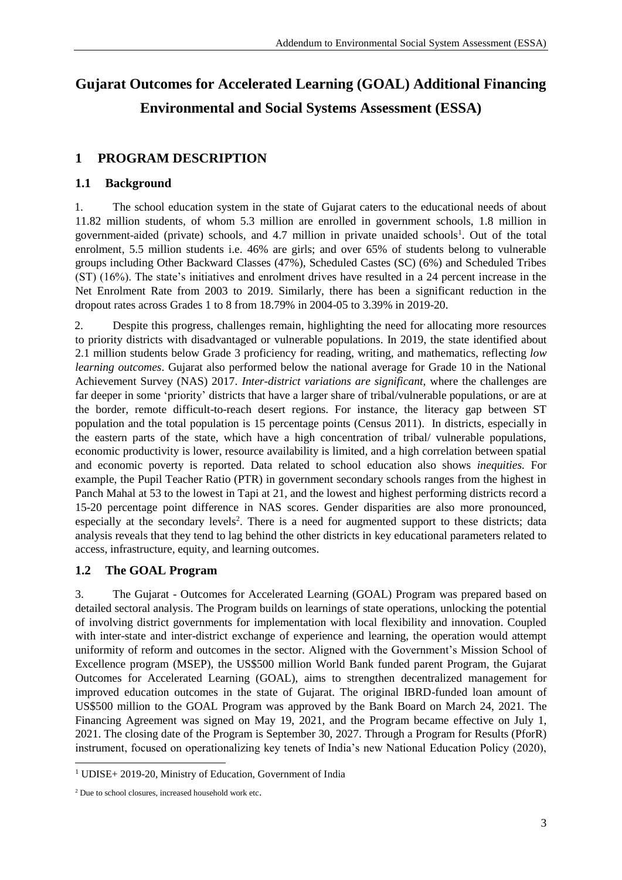# Gujarat Outcomes for Accelerated Learning (GOAL) Additional Financing Environmental and Social Systems Assessment (ESSA)

## 1 PROGRAM DESCRIPTION

### 1.1 Background

1. The school education system in the state of Gujarat caters to the educational needs of about 11.82 million students, of whom 5.3 million are enrolled in government schools, 1.8 million in government-aided (private) schools, and 4.7 million in private unaided schools[1]. Out of the total enrolment, 5.5 million students i.e. 46% are girls; and over 65% of students belong to vulnerable groups including Other Backward Classes (47%), Scheduled Castes (SC) (6%) and Scheduled Tribes (ST) (16%). The state's initiatives and enrolment drives have resulted in a 24 percent increase in the Net Enrolment Rate from 2003 to 2019. Similarly, there has been a significant reduction in the dropout rates across Grades 1 to 8 from 18.79% in 2004-05 to 3.39% in 2019-20.

2. Despite this progress, challenges remain, highlighting the need for allocating more resources to priority districts with disadvantaged or vulnerable populations. In 2019, the state identified about 2.1 million students below Grade 3 proficiency for reading, writing, and mathematics, reflecting *low learning outcomes*. Gujarat also performed below the national average for Grade 10 in the National Achievement Survey (NAS) 2017. *Inter-district variations are significant,* where the challenges are far deeper in some 'priority' districts that have a larger share of tribal/vulnerable populations, or are at the border, remote difficult-to-reach desert regions. For instance, the literacy gap between ST population and the total population is 15 percentage points (Census 2011). In districts, especially in the eastern parts of the state, which have a high concentration of tribal/ vulnerable populations, economic productivity is lower, resource availability is limited, and a high correlation between spatial and economic poverty is reported. Data related to school education also shows *inequities.* For example, the Pupil Teacher Ratio (PTR) in government secondary schools ranges from the highest in Panch Mahal at 53 to the lowest in Tapi at 21, and the lowest and highest performing districts record a 15-20 percentage point difference in NAS scores. Gender disparities are also more pronounced, especially at the secondary levels[2]. There is a need for augmented support to these districts; data analysis reveals that they tend to lag behind the other districts in key educational parameters related to access, infrastructure, equity, and learning outcomes.

### 1.2 The GOAL Program

3. The Gujarat - Outcomes for Accelerated Learning (GOAL) Program was prepared based on detailed sectoral analysis. The Program builds on learnings of state operations, unlocking the potential of involving district governments for implementation with local flexibility and innovation. Coupled with inter-state and inter-district exchange of experience and learning, the operation would attempt uniformity of reform and outcomes in the sector. Aligned with the Government's Mission School of Excellence program (MSEP), the US$500 million World Bank funded parent Program, the Gujarat Outcomes for Accelerated Learning (GOAL), aims to strengthen decentralized management for improved education outcomes in the state of Gujarat. The original IBRD-funded loan amount of US$500 million to the GOAL Program was approved by the Bank Board on March 24, 2021. The Financing Agreement was signed on May 19, 2021, and the Program became effective on July 1, 2021. The closing date of the Program is September 30, 2027. Through a Program for Results (PforR) instrument, focused on operationalizing key tenets of India's new National Education Policy (2020),

---

[1] UDISE+ 2019-20, Ministry of Education, Government of India

[2] Due to school closures, increased household work etc.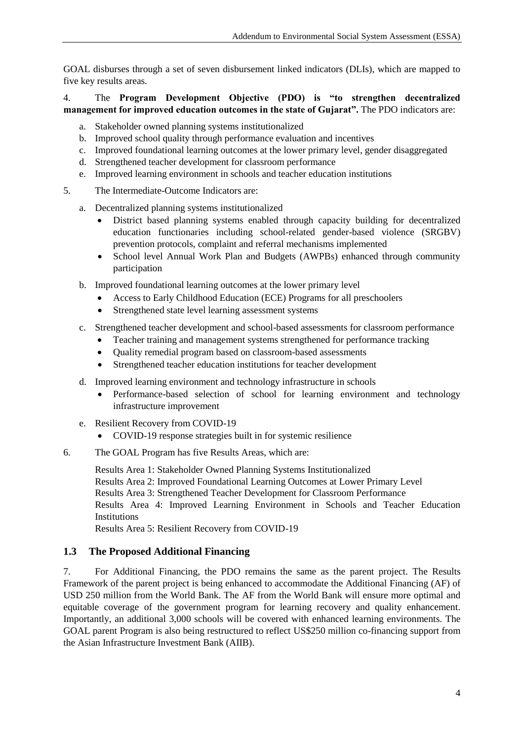GOAL disburses through a set of seven disbursement linked indicators (DLIs), which are mapped to five key results areas.

4. The **Program Development Objective (PDO) is "to strengthen decentralized management for improved education outcomes in the state of Gujarat".** The PDO indicators are:

a. Stakeholder owned planning systems institutionalized
b. Improved school quality through performance evaluation and incentives
c. Improved foundational learning outcomes at the lower primary level, gender disaggregated
d. Strengthened teacher development for classroom performance
e. Improved learning environment in schools and teacher education institutions

5. The Intermediate-Outcome Indicators are:

a. Decentralized planning systems institutionalized
   - District based planning systems enabled through capacity building for decentralized education functionaries including school-related gender-based violence (SRGBV) prevention protocols, complaint and referral mechanisms implemented
   - School level Annual Work Plan and Budgets (AWPBs) enhanced through community participation

b. Improved foundational learning outcomes at the lower primary level
   - Access to Early Childhood Education (ECE) Programs for all preschoolers
   - Strengthened state level learning assessment systems

c. Strengthened teacher development and school-based assessments for classroom performance
   - Teacher training and management systems strengthened for performance tracking
   - Quality remedial program based on classroom-based assessments
   - Strengthened teacher education institutions for teacher development

d. Improved learning environment and technology infrastructure in schools
   - Performance-based selection of school for learning environment and technology infrastructure improvement

e. Resilient Recovery from COVID-19
   - COVID-19 response strategies built in for systemic resilience

6. The GOAL Program has five Results Areas, which are:

Results Area 1: Stakeholder Owned Planning Systems Institutionalized
Results Area 2: Improved Foundational Learning Outcomes at Lower Primary Level
Results Area 3: Strengthened Teacher Development for Classroom Performance
Results Area 4: Improved Learning Environment in Schools and Teacher Education Institutions
Results Area 5: Resilient Recovery from COVID-19

### 1.3 The Proposed Additional Financing

7. For Additional Financing, the PDO remains the same as the parent project. The Results Framework of the parent project is being enhanced to accommodate the Additional Financing (AF) of USD 250 million from the World Bank. The AF from the World Bank will ensure more optimal and equitable coverage of the government program for learning recovery and quality enhancement. Importantly, an additional 3,000 schools will be covered with enhanced learning environments. The GOAL parent Program is also being restructured to reflect US$250 million co-financing support from the Asian Infrastructure Investment Bank (AIIB).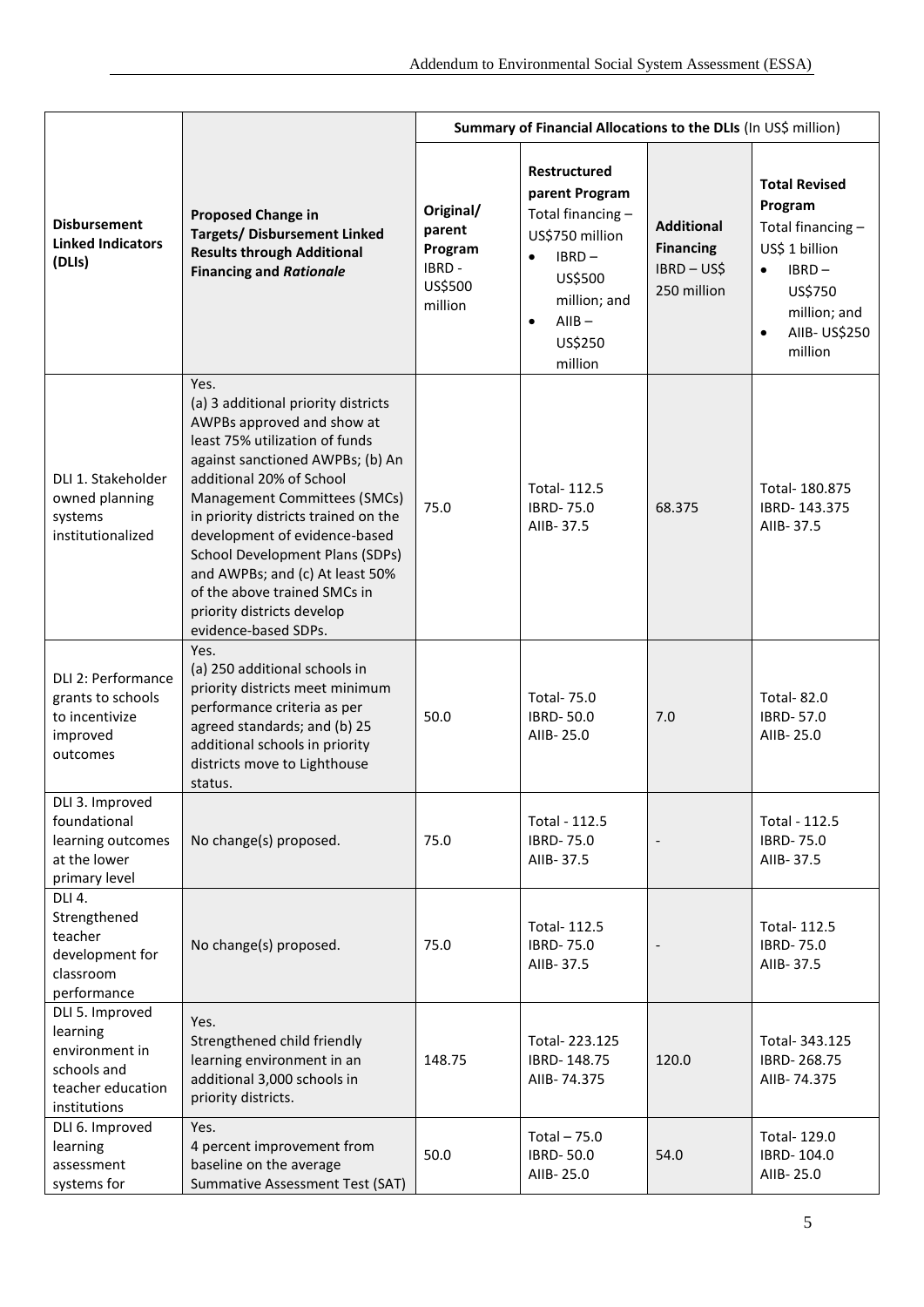| Disbursement Linked Indicators (DLIs) | Proposed Change in Targets/ Disbursement Linked Results through Additional Financing and *Rationale* | Summary of Financial Allocations to the DLIs (In US$ million) | | | |
|---|---|---|---|---|---|
| | | Original/ parent Program IBRD - US$500 million | Restructured parent Program Total financing – US$750 million<br>• IBRD – US$500 million; and<br>• AIIB – US$250 million | Additional Financing IBRD – US$ 250 million | Total Revised Program Total financing – US$ 1 billion<br>• IBRD – US$750 million; and<br>• AIIB- US$250 million |
| DLI 1. Stakeholder owned planning systems institutionalized | Yes.<br>(a) 3 additional priority districts AWPBs approved and show at least 75% utilization of funds against sanctioned AWPBs; (b) An additional 20% of School Management Committees (SMCs) in priority districts trained on the development of evidence-based School Development Plans (SDPs) and AWPBs; and (c) At least 50% of the above trained SMCs in priority districts develop evidence-based SDPs. | 75.0 | Total- 112.5<br>IBRD- 75.0<br>AIIB- 37.5 | 68.375 | Total- 180.875<br>IBRD- 143.375<br>AIIB- 37.5 |
| DLI 2: Performance grants to schools to incentivize improved outcomes | Yes.<br>(a) 250 additional schools in priority districts meet minimum performance criteria as per agreed standards; and (b) 25 additional schools in priority districts move to Lighthouse status. | 50.0 | Total- 75.0<br>IBRD- 50.0<br>AIIB- 25.0 | 7.0 | Total- 82.0<br>IBRD- 57.0<br>AIIB- 25.0 |
| DLI 3. Improved foundational learning outcomes at the lower primary level | No change(s) proposed. | 75.0 | Total - 112.5<br>IBRD- 75.0<br>AIIB- 37.5 | - | Total - 112.5<br>IBRD- 75.0<br>AIIB- 37.5 |
| DLI 4. Strengthened teacher development for classroom performance | No change(s) proposed. | 75.0 | Total- 112.5<br>IBRD- 75.0<br>AIIB- 37.5 | - | Total- 112.5<br>IBRD- 75.0<br>AIIB- 37.5 |
| DLI 5. Improved learning environment in schools and teacher education institutions | Yes.<br>Strengthened child friendly learning environment in an additional 3,000 schools in priority districts. | 148.75 | Total- 223.125<br>IBRD- 148.75<br>AIIB- 74.375 | 120.0 | Total- 343.125<br>IBRD- 268.75<br>AIIB- 74.375 |
| DLI 6. Improved learning assessment systems for | Yes.<br>4 percent improvement from baseline on the average Summative Assessment Test (SAT) | 50.0 | Total – 75.0<br>IBRD- 50.0<br>AIIB- 25.0 | 54.0 | Total- 129.0<br>IBRD- 104.0<br>AIIB- 25.0 |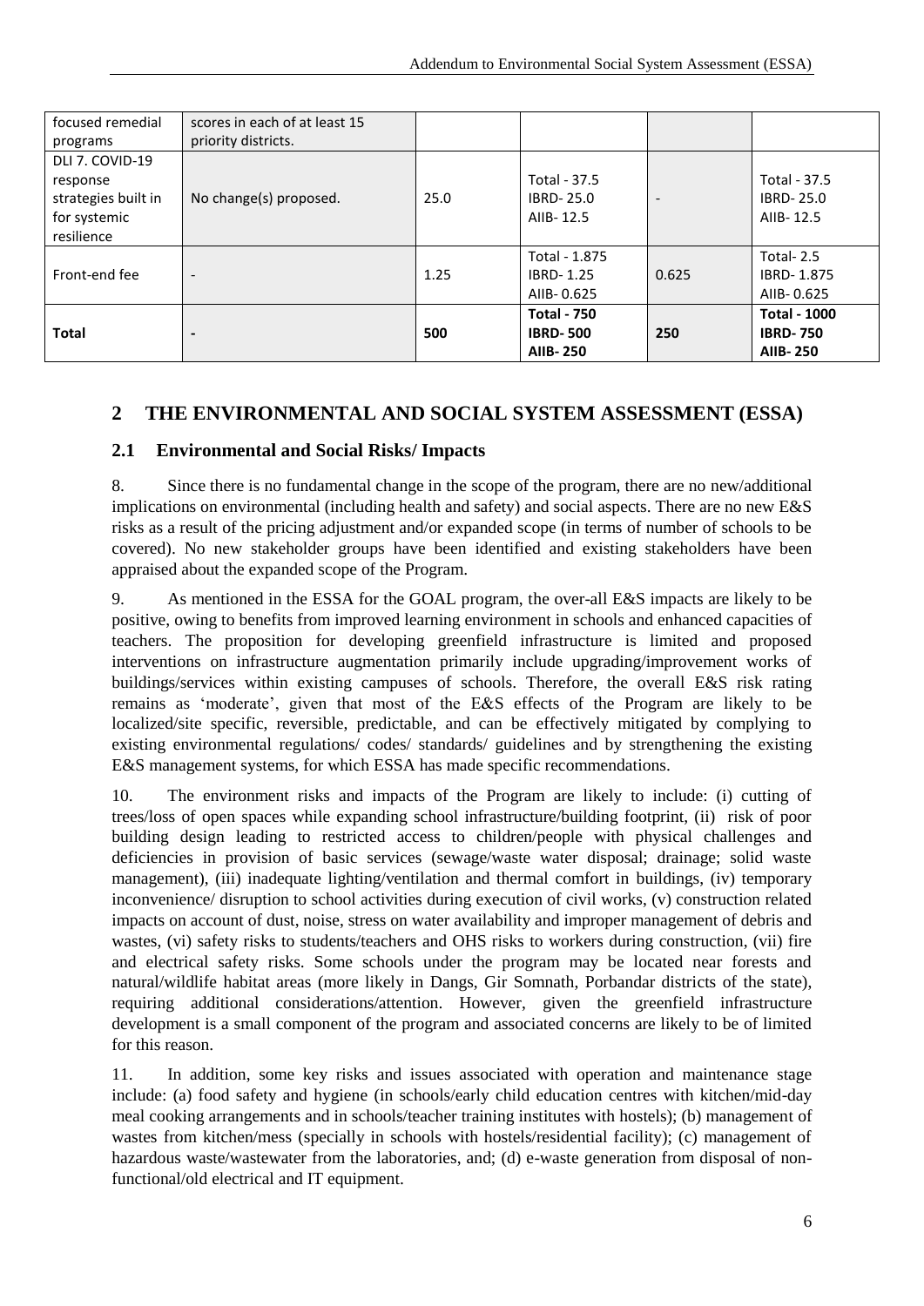| focused remedial programs | scores in each of at least 15 priority districts. | | | | |
|---|---|---|---|---|---|
| DLI 7. COVID-19 response strategies built in for systemic resilience | No change(s) proposed. | 25.0 | Total - 37.5<br>IBRD- 25.0<br>AIIB- 12.5 | - | Total - 37.5<br>IBRD- 25.0<br>AIIB- 12.5 |
| Front-end fee | - | 1.25 | Total - 1.875<br>IBRD- 1.25<br>AIIB- 0.625 | 0.625 | Total- 2.5<br>IBRD- 1.875<br>AIIB- 0.625 |
| **Total** | **-** | **500** | **Total - 750**<br>**IBRD- 500**<br>**AIIB- 250** | **250** | **Total - 1000**<br>**IBRD- 750**<br>**AIIB- 250** |

## 2 THE ENVIRONMENTAL AND SOCIAL SYSTEM ASSESSMENT (ESSA)

### 2.1 Environmental and Social Risks/ Impacts

8. Since there is no fundamental change in the scope of the program, there are no new/additional implications on environmental (including health and safety) and social aspects. There are no new E&S risks as a result of the pricing adjustment and/or expanded scope (in terms of number of schools to be covered). No new stakeholder groups have been identified and existing stakeholders have been appraised about the expanded scope of the Program.

9. As mentioned in the ESSA for the GOAL program, the over-all E&S impacts are likely to be positive, owing to benefits from improved learning environment in schools and enhanced capacities of teachers. The proposition for developing greenfield infrastructure is limited and proposed interventions on infrastructure augmentation primarily include upgrading/improvement works of buildings/services within existing campuses of schools. Therefore, the overall E&S risk rating remains as 'moderate', given that most of the E&S effects of the Program are likely to be localized/site specific, reversible, predictable, and can be effectively mitigated by complying to existing environmental regulations/ codes/ standards/ guidelines and by strengthening the existing E&S management systems, for which ESSA has made specific recommendations.

10. The environment risks and impacts of the Program are likely to include: (i) cutting of trees/loss of open spaces while expanding school infrastructure/building footprint, (ii) risk of poor building design leading to restricted access to children/people with physical challenges and deficiencies in provision of basic services (sewage/waste water disposal; drainage; solid waste management), (iii) inadequate lighting/ventilation and thermal comfort in buildings, (iv) temporary inconvenience/ disruption to school activities during execution of civil works, (v) construction related impacts on account of dust, noise, stress on water availability and improper management of debris and wastes, (vi) safety risks to students/teachers and OHS risks to workers during construction, (vii) fire and electrical safety risks. Some schools under the program may be located near forests and natural/wildlife habitat areas (more likely in Dangs, Gir Somnath, Porbandar districts of the state), requiring additional considerations/attention. However, given the greenfield infrastructure development is a small component of the program and associated concerns are likely to be of limited for this reason.

11. In addition, some key risks and issues associated with operation and maintenance stage include: (a) food safety and hygiene (in schools/early child education centres with kitchen/mid-day meal cooking arrangements and in schools/teacher training institutes with hostels); (b) management of wastes from kitchen/mess (specially in schools with hostels/residential facility); (c) management of hazardous waste/wastewater from the laboratories, and; (d) e-waste generation from disposal of non-functional/old electrical and IT equipment.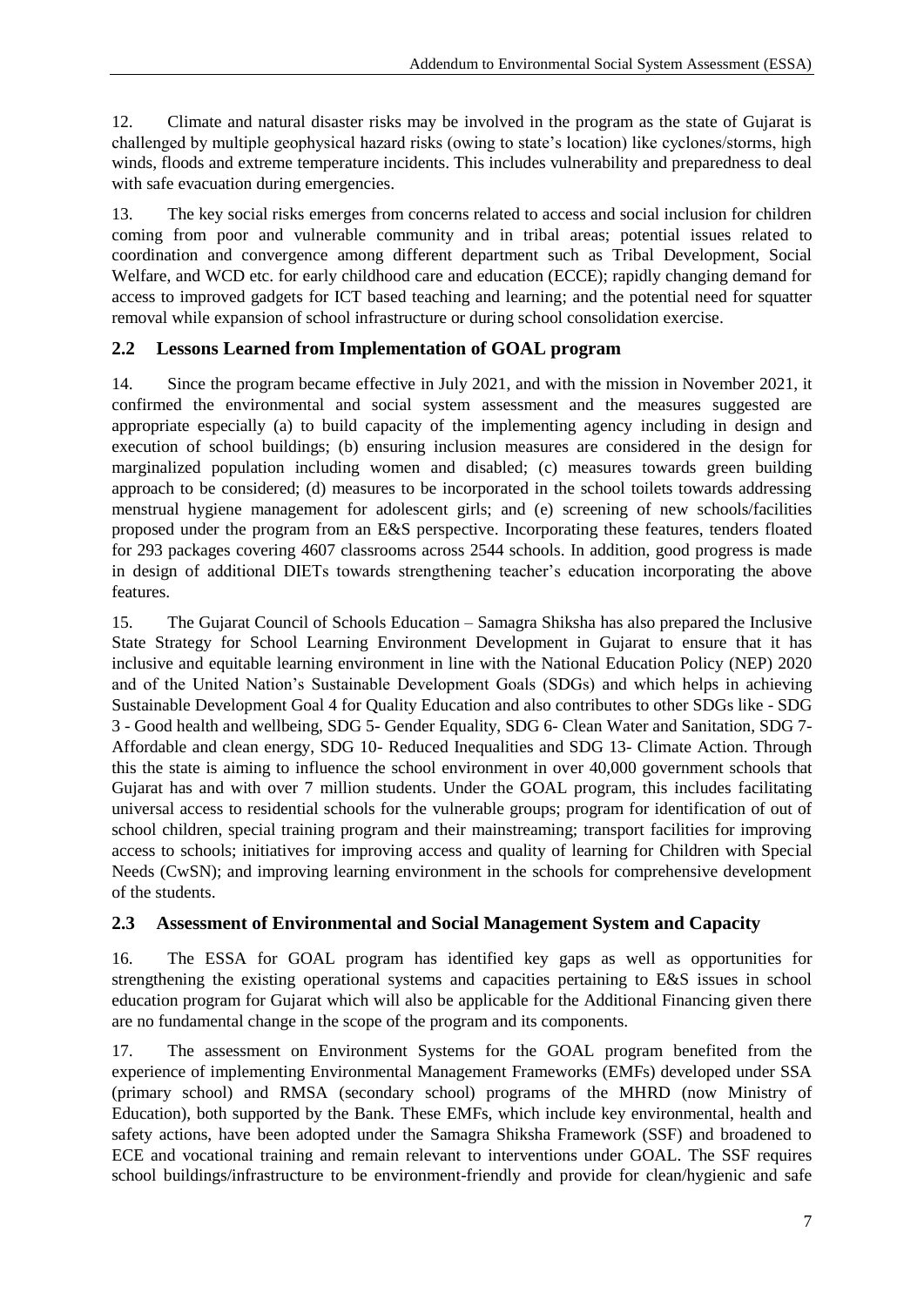12. Climate and natural disaster risks may be involved in the program as the state of Gujarat is challenged by multiple geophysical hazard risks (owing to state's location) like cyclones/storms, high winds, floods and extreme temperature incidents. This includes vulnerability and preparedness to deal with safe evacuation during emergencies.

13. The key social risks emerges from concerns related to access and social inclusion for children coming from poor and vulnerable community and in tribal areas; potential issues related to coordination and convergence among different department such as Tribal Development, Social Welfare, and WCD etc. for early childhood care and education (ECCE); rapidly changing demand for access to improved gadgets for ICT based teaching and learning; and the potential need for squatter removal while expansion of school infrastructure or during school consolidation exercise.

## 2.2 Lessons Learned from Implementation of GOAL program

14. Since the program became effective in July 2021, and with the mission in November 2021, it confirmed the environmental and social system assessment and the measures suggested are appropriate especially (a) to build capacity of the implementing agency including in design and execution of school buildings; (b) ensuring inclusion measures are considered in the design for marginalized population including women and disabled; (c) measures towards green building approach to be considered; (d) measures to be incorporated in the school toilets towards addressing menstrual hygiene management for adolescent girls; and (e) screening of new schools/facilities proposed under the program from an E&S perspective. Incorporating these features, tenders floated for 293 packages covering 4607 classrooms across 2544 schools. In addition, good progress is made in design of additional DIETs towards strengthening teacher's education incorporating the above features.

15. The Gujarat Council of Schools Education – Samagra Shiksha has also prepared the Inclusive State Strategy for School Learning Environment Development in Gujarat to ensure that it has inclusive and equitable learning environment in line with the National Education Policy (NEP) 2020 and of the United Nation's Sustainable Development Goals (SDGs) and which helps in achieving Sustainable Development Goal 4 for Quality Education and also contributes to other SDGs like - SDG 3 - Good health and wellbeing, SDG 5- Gender Equality, SDG 6- Clean Water and Sanitation, SDG 7- Affordable and clean energy, SDG 10- Reduced Inequalities and SDG 13- Climate Action. Through this the state is aiming to influence the school environment in over 40,000 government schools that Gujarat has and with over 7 million students. Under the GOAL program, this includes facilitating universal access to residential schools for the vulnerable groups; program for identification of out of school children, special training program and their mainstreaming; transport facilities for improving access to schools; initiatives for improving access and quality of learning for Children with Special Needs (CwSN); and improving learning environment in the schools for comprehensive development of the students.

## 2.3 Assessment of Environmental and Social Management System and Capacity

16. The ESSA for GOAL program has identified key gaps as well as opportunities for strengthening the existing operational systems and capacities pertaining to E&S issues in school education program for Gujarat which will also be applicable for the Additional Financing given there are no fundamental change in the scope of the program and its components.

17. The assessment on Environment Systems for the GOAL program benefited from the experience of implementing Environmental Management Frameworks (EMFs) developed under SSA (primary school) and RMSA (secondary school) programs of the MHRD (now Ministry of Education), both supported by the Bank. These EMFs, which include key environmental, health and safety actions, have been adopted under the Samagra Shiksha Framework (SSF) and broadened to ECE and vocational training and remain relevant to interventions under GOAL. The SSF requires school buildings/infrastructure to be environment-friendly and provide for clean/hygienic and safe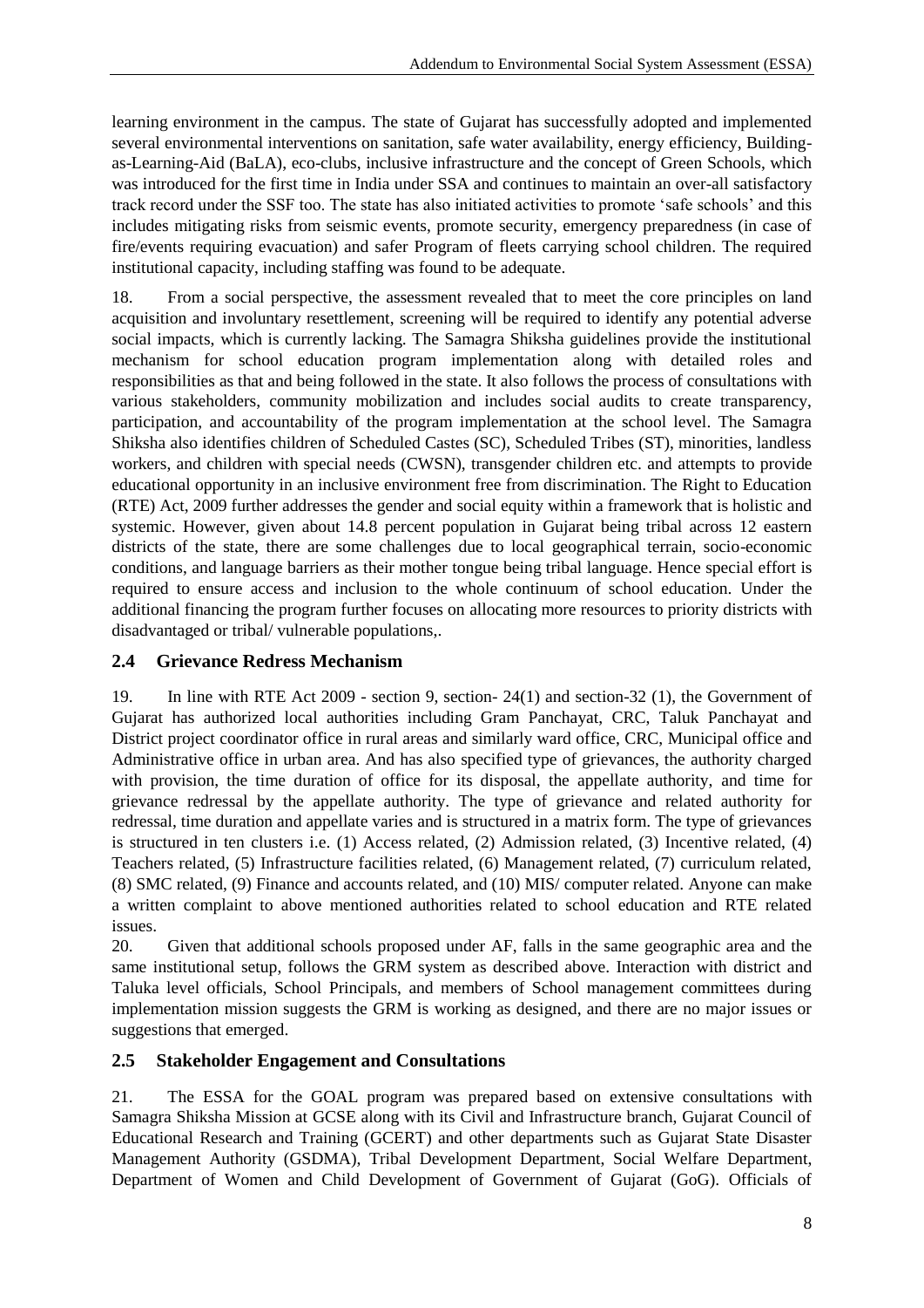learning environment in the campus. The state of Gujarat has successfully adopted and implemented several environmental interventions on sanitation, safe water availability, energy efficiency, Building-as-Learning-Aid (BaLA), eco-clubs, inclusive infrastructure and the concept of Green Schools, which was introduced for the first time in India under SSA and continues to maintain an over-all satisfactory track record under the SSF too. The state has also initiated activities to promote 'safe schools' and this includes mitigating risks from seismic events, promote security, emergency preparedness (in case of fire/events requiring evacuation) and safer Program of fleets carrying school children. The required institutional capacity, including staffing was found to be adequate.

18. From a social perspective, the assessment revealed that to meet the core principles on land acquisition and involuntary resettlement, screening will be required to identify any potential adverse social impacts, which is currently lacking. The Samagra Shiksha guidelines provide the institutional mechanism for school education program implementation along with detailed roles and responsibilities as that and being followed in the state. It also follows the process of consultations with various stakeholders, community mobilization and includes social audits to create transparency, participation, and accountability of the program implementation at the school level. The Samagra Shiksha also identifies children of Scheduled Castes (SC), Scheduled Tribes (ST), minorities, landless workers, and children with special needs (CWSN), transgender children etc. and attempts to provide educational opportunity in an inclusive environment free from discrimination. The Right to Education (RTE) Act, 2009 further addresses the gender and social equity within a framework that is holistic and systemic. However, given about 14.8 percent population in Gujarat being tribal across 12 eastern districts of the state, there are some challenges due to local geographical terrain, socio-economic conditions, and language barriers as their mother tongue being tribal language. Hence special effort is required to ensure access and inclusion to the whole continuum of school education. Under the additional financing the program further focuses on allocating more resources to priority districts with disadvantaged or tribal/ vulnerable populations,.

## 2.4 Grievance Redress Mechanism

19. In line with RTE Act 2009 - section 9, section- 24(1) and section-32 (1), the Government of Gujarat has authorized local authorities including Gram Panchayat, CRC, Taluk Panchayat and District project coordinator office in rural areas and similarly ward office, CRC, Municipal office and Administrative office in urban area. And has also specified type of grievances, the authority charged with provision, the time duration of office for its disposal, the appellate authority, and time for grievance redressal by the appellate authority. The type of grievance and related authority for redressal, time duration and appellate varies and is structured in a matrix form. The type of grievances is structured in ten clusters i.e. (1) Access related, (2) Admission related, (3) Incentive related, (4) Teachers related, (5) Infrastructure facilities related, (6) Management related, (7) curriculum related, (8) SMC related, (9) Finance and accounts related, and (10) MIS/ computer related. Anyone can make a written complaint to above mentioned authorities related to school education and RTE related issues.

20. Given that additional schools proposed under AF, falls in the same geographic area and the same institutional setup, follows the GRM system as described above. Interaction with district and Taluka level officials, School Principals, and members of School management committees during implementation mission suggests the GRM is working as designed, and there are no major issues or suggestions that emerged.

## 2.5 Stakeholder Engagement and Consultations

21. The ESSA for the GOAL program was prepared based on extensive consultations with Samagra Shiksha Mission at GCSE along with its Civil and Infrastructure branch, Gujarat Council of Educational Research and Training (GCERT) and other departments such as Gujarat State Disaster Management Authority (GSDMA), Tribal Development Department, Social Welfare Department, Department of Women and Child Development of Government of Gujarat (GoG). Officials of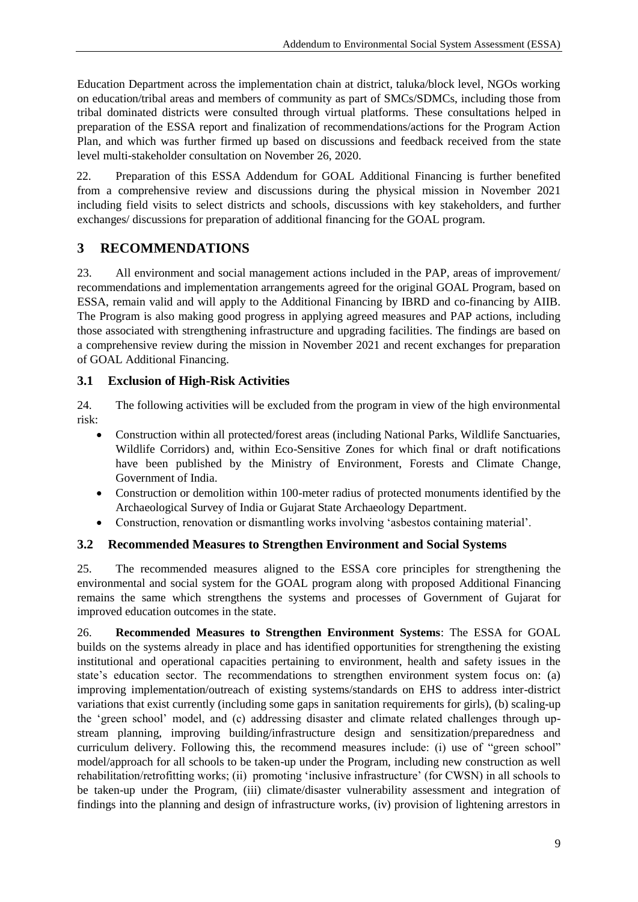Education Department across the implementation chain at district, taluka/block level, NGOs working on education/tribal areas and members of community as part of SMCs/SDMCs, including those from tribal dominated districts were consulted through virtual platforms. These consultations helped in preparation of the ESSA report and finalization of recommendations/actions for the Program Action Plan, and which was further firmed up based on discussions and feedback received from the state level multi-stakeholder consultation on November 26, 2020.

22. Preparation of this ESSA Addendum for GOAL Additional Financing is further benefited from a comprehensive review and discussions during the physical mission in November 2021 including field visits to select districts and schools, discussions with key stakeholders, and further exchanges/ discussions for preparation of additional financing for the GOAL program.

# 3 RECOMMENDATIONS

23. All environment and social management actions included in the PAP, areas of improvement/ recommendations and implementation arrangements agreed for the original GOAL Program, based on ESSA, remain valid and will apply to the Additional Financing by IBRD and co-financing by AIIB. The Program is also making good progress in applying agreed measures and PAP actions, including those associated with strengthening infrastructure and upgrading facilities. The findings are based on a comprehensive review during the mission in November 2021 and recent exchanges for preparation of GOAL Additional Financing.

## 3.1 Exclusion of High-Risk Activities

24. The following activities will be excluded from the program in view of the high environmental risk:

- Construction within all protected/forest areas (including National Parks, Wildlife Sanctuaries, Wildlife Corridors) and, within Eco-Sensitive Zones for which final or draft notifications have been published by the Ministry of Environment, Forests and Climate Change, Government of India.
- Construction or demolition within 100-meter radius of protected monuments identified by the Archaeological Survey of India or Gujarat State Archaeology Department.
- Construction, renovation or dismantling works involving 'asbestos containing material'.

## 3.2 Recommended Measures to Strengthen Environment and Social Systems

25. The recommended measures aligned to the ESSA core principles for strengthening the environmental and social system for the GOAL program along with proposed Additional Financing remains the same which strengthens the systems and processes of Government of Gujarat for improved education outcomes in the state.

26. **Recommended Measures to Strengthen Environment Systems**: The ESSA for GOAL builds on the systems already in place and has identified opportunities for strengthening the existing institutional and operational capacities pertaining to environment, health and safety issues in the state's education sector. The recommendations to strengthen environment system focus on: (a) improving implementation/outreach of existing systems/standards on EHS to address inter-district variations that exist currently (including some gaps in sanitation requirements for girls), (b) scaling-up the 'green school' model, and (c) addressing disaster and climate related challenges through up-stream planning, improving building/infrastructure design and sensitization/preparedness and curriculum delivery. Following this, the recommend measures include: (i) use of "green school" model/approach for all schools to be taken-up under the Program, including new construction as well rehabilitation/retrofitting works; (ii) promoting 'inclusive infrastructure' (for CWSN) in all schools to be taken-up under the Program, (iii) climate/disaster vulnerability assessment and integration of findings into the planning and design of infrastructure works, (iv) provision of lightening arrestors in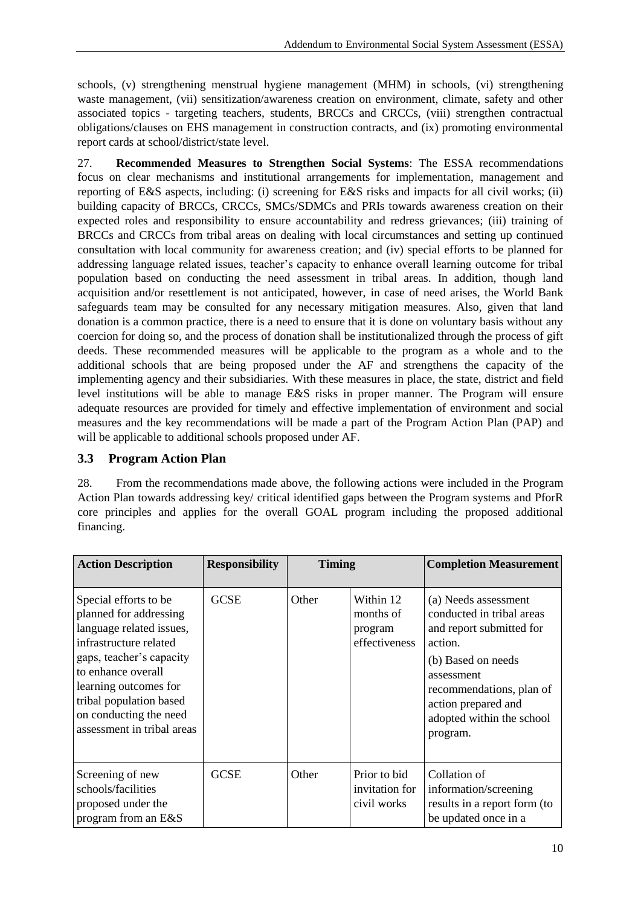schools, (v) strengthening menstrual hygiene management (MHM) in schools, (vi) strengthening waste management, (vii) sensitization/awareness creation on environment, climate, safety and other associated topics - targeting teachers, students, BRCCs and CRCCs, (viii) strengthen contractual obligations/clauses on EHS management in construction contracts, and (ix) promoting environmental report cards at school/district/state level.

27. **Recommended Measures to Strengthen Social Systems**: The ESSA recommendations focus on clear mechanisms and institutional arrangements for implementation, management and reporting of E&S aspects, including: (i) screening for E&S risks and impacts for all civil works; (ii) building capacity of BRCCs, CRCCs, SMCs/SDMCs and PRIs towards awareness creation on their expected roles and responsibility to ensure accountability and redress grievances; (iii) training of BRCCs and CRCCs from tribal areas on dealing with local circumstances and setting up continued consultation with local community for awareness creation; and (iv) special efforts to be planned for addressing language related issues, teacher's capacity to enhance overall learning outcome for tribal population based on conducting the need assessment in tribal areas. In addition, though land acquisition and/or resettlement is not anticipated, however, in case of need arises, the World Bank safeguards team may be consulted for any necessary mitigation measures. Also, given that land donation is a common practice, there is a need to ensure that it is done on voluntary basis without any coercion for doing so, and the process of donation shall be institutionalized through the process of gift deeds. These recommended measures will be applicable to the program as a whole and to the additional schools that are being proposed under the AF and strengthens the capacity of the implementing agency and their subsidiaries. With these measures in place, the state, district and field level institutions will be able to manage E&S risks in proper manner. The Program will ensure adequate resources are provided for timely and effective implementation of environment and social measures and the key recommendations will be made a part of the Program Action Plan (PAP) and will be applicable to additional schools proposed under AF.

### 3.3 Program Action Plan

28. From the recommendations made above, the following actions were included in the Program Action Plan towards addressing key/ critical identified gaps between the Program systems and PforR core principles and applies for the overall GOAL program including the proposed additional financing.

| Action Description | Responsibility | Timing | | Completion Measurement |
|---|---|---|---|---|
| Special efforts to be planned for addressing language related issues, infrastructure related gaps, teacher's capacity to enhance overall learning outcomes for tribal population based on conducting the need assessment in tribal areas | GCSE | Other | Within 12 months of program effectiveness | (a) Needs assessment conducted in tribal areas and report submitted for action.<br>(b) Based on needs assessment recommendations, plan of action prepared and adopted within the school program. |
| Screening of new schools/facilities proposed under the program from an E&S | GCSE | Other | Prior to bid invitation for civil works | Collation of information/screening results in a report form (to be updated once in a |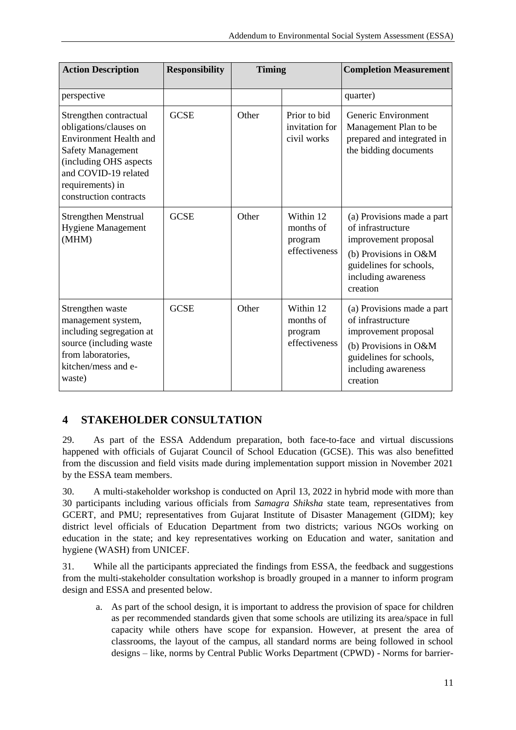| Action Description | Responsibility | Timing | | Completion Measurement |
|---|---|---|---|---|
| perspective | | | | quarter) |
| Strengthen contractual obligations/clauses on Environment Health and Safety Management (including OHS aspects and COVID-19 related requirements) in construction contracts | GCSE | Other | Prior to bid invitation for civil works | Generic Environment Management Plan to be prepared and integrated in the bidding documents |
| Strengthen Menstrual Hygiene Management (MHM) | GCSE | Other | Within 12 months of program effectiveness | (a) Provisions made a part of infrastructure improvement proposal (b) Provisions in O&M guidelines for schools, including awareness creation |
| Strengthen waste management system, including segregation at source (including waste from laboratories, kitchen/mess and e-waste) | GCSE | Other | Within 12 months of program effectiveness | (a) Provisions made a part of infrastructure improvement proposal (b) Provisions in O&M guidelines for schools, including awareness creation |

## 4 STAKEHOLDER CONSULTATION

29. As part of the ESSA Addendum preparation, both face-to-face and virtual discussions happened with officials of Gujarat Council of School Education (GCSE). This was also benefitted from the discussion and field visits made during implementation support mission in November 2021 by the ESSA team members.

30. A multi-stakeholder workshop is conducted on April 13, 2022 in hybrid mode with more than 30 participants including various officials from *Samagra Shiksha* state team, representatives from GCERT, and PMU; representatives from Gujarat Institute of Disaster Management (GIDM); key district level officials of Education Department from two districts; various NGOs working on education in the state; and key representatives working on Education and water, sanitation and hygiene (WASH) from UNICEF.

31. While all the participants appreciated the findings from ESSA, the feedback and suggestions from the multi-stakeholder consultation workshop is broadly grouped in a manner to inform program design and ESSA and presented below.

a. As part of the school design, it is important to address the provision of space for children as per recommended standards given that some schools are utilizing its area/space in full capacity while others have scope for expansion. However, at present the area of classrooms, the layout of the campus, all standard norms are being followed in school designs – like, norms by Central Public Works Department (CPWD) - Norms for barrier-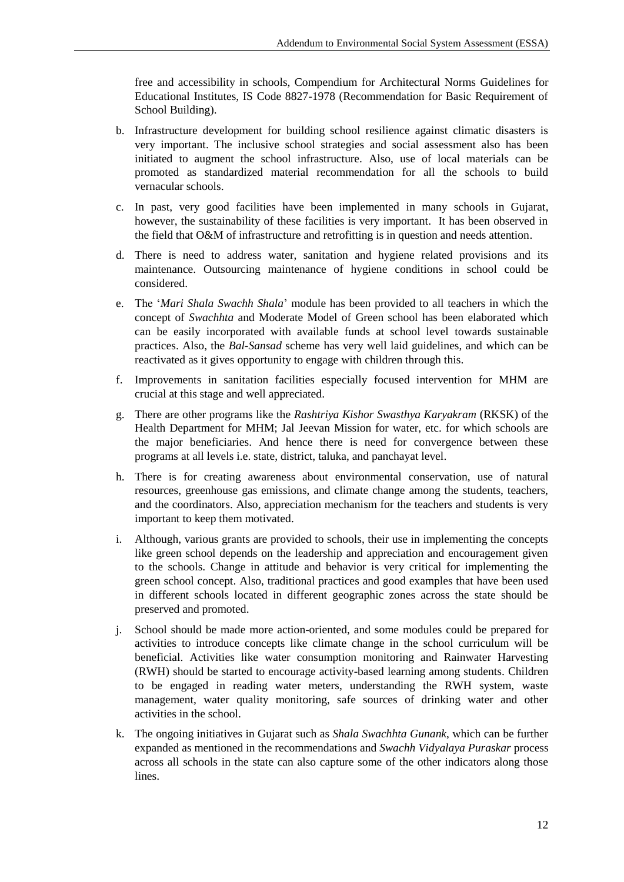free and accessibility in schools, Compendium for Architectural Norms Guidelines for Educational Institutes, IS Code 8827-1978 (Recommendation for Basic Requirement of School Building).

b. Infrastructure development for building school resilience against climatic disasters is very important. The inclusive school strategies and social assessment also has been initiated to augment the school infrastructure. Also, use of local materials can be promoted as standardized material recommendation for all the schools to build vernacular schools.

c. In past, very good facilities have been implemented in many schools in Gujarat, however, the sustainability of these facilities is very important. It has been observed in the field that O&M of infrastructure and retrofitting is in question and needs attention.

d. There is need to address water, sanitation and hygiene related provisions and its maintenance. Outsourcing maintenance of hygiene conditions in school could be considered.

e. The '*Mari Shala Swachh Shala*' module has been provided to all teachers in which the concept of *Swachhta* and Moderate Model of Green school has been elaborated which can be easily incorporated with available funds at school level towards sustainable practices. Also, the *Bal-Sansad* scheme has very well laid guidelines, and which can be reactivated as it gives opportunity to engage with children through this.

f. Improvements in sanitation facilities especially focused intervention for MHM are crucial at this stage and well appreciated.

g. There are other programs like the *Rashtriya Kishor Swasthya Karyakram* (RKSK) of the Health Department for MHM; Jal Jeevan Mission for water, etc. for which schools are the major beneficiaries. And hence there is need for convergence between these programs at all levels i.e. state, district, taluka, and panchayat level.

h. There is for creating awareness about environmental conservation, use of natural resources, greenhouse gas emissions, and climate change among the students, teachers, and the coordinators. Also, appreciation mechanism for the teachers and students is very important to keep them motivated.

i. Although, various grants are provided to schools, their use in implementing the concepts like green school depends on the leadership and appreciation and encouragement given to the schools. Change in attitude and behavior is very critical for implementing the green school concept. Also, traditional practices and good examples that have been used in different schools located in different geographic zones across the state should be preserved and promoted.

j. School should be made more action-oriented, and some modules could be prepared for activities to introduce concepts like climate change in the school curriculum will be beneficial. Activities like water consumption monitoring and Rainwater Harvesting (RWH) should be started to encourage activity-based learning among students. Children to be engaged in reading water meters, understanding the RWH system, waste management, water quality monitoring, safe sources of drinking water and other activities in the school.

k. The ongoing initiatives in Gujarat such as *Shala Swachhta Gunank*, which can be further expanded as mentioned in the recommendations and *Swachh Vidyalaya Puraskar* process across all schools in the state can also capture some of the other indicators along those lines.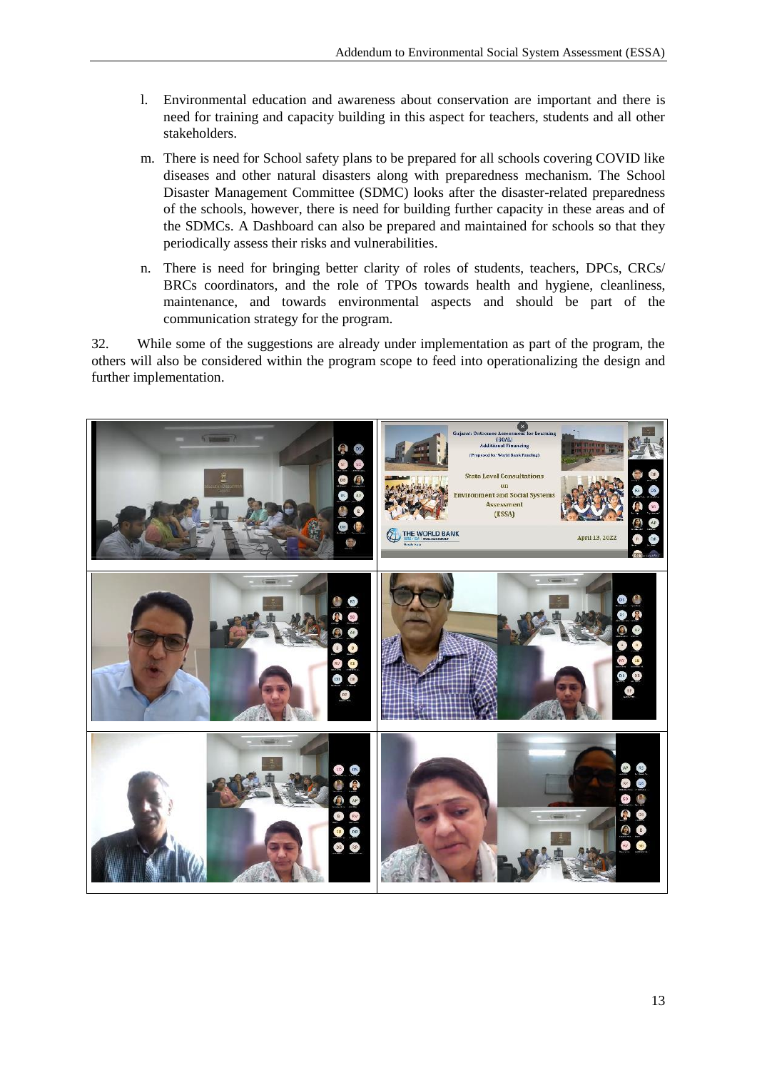l. Environmental education and awareness about conservation are important and there is need for training and capacity building in this aspect for teachers, students and all other stakeholders.

m. There is need for School safety plans to be prepared for all schools covering COVID like diseases and other natural disasters along with preparedness mechanism. The School Disaster Management Committee (SDMC) looks after the disaster-related preparedness of the schools, however, there is need for building further capacity in these areas and of the SDMCs. A Dashboard can also be prepared and maintained for schools so that they periodically assess their risks and vulnerabilities.

n. There is need for bringing better clarity of roles of students, teachers, DPCs, CRCs/ BRCs coordinators, and the role of TPOs towards health and hygiene, cleanliness, maintenance, and towards environmental aspects and should be part of the communication strategy for the program.

32. While some of the suggestions are already under implementation as part of the program, the others will also be considered within the program scope to feed into operationalizing the design and further implementation.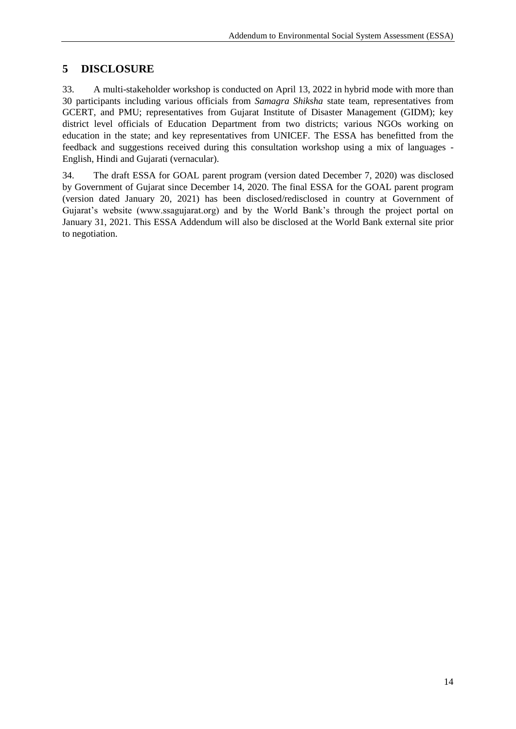# 5 DISCLOSURE

33. A multi-stakeholder workshop is conducted on April 13, 2022 in hybrid mode with more than 30 participants including various officials from *Samagra Shiksha* state team, representatives from GCERT, and PMU; representatives from Gujarat Institute of Disaster Management (GIDM); key district level officials of Education Department from two districts; various NGOs working on education in the state; and key representatives from UNICEF. The ESSA has benefitted from the feedback and suggestions received during this consultation workshop using a mix of languages - English, Hindi and Gujarati (vernacular).

34. The draft ESSA for GOAL parent program (version dated December 7, 2020) was disclosed by Government of Gujarat since December 14, 2020. The final ESSA for the GOAL parent program (version dated January 20, 2021) has been disclosed/redisclosed in country at Government of Gujarat's website (www.ssagujarat.org) and by the World Bank's through the project portal on January 31, 2021. This ESSA Addendum will also be disclosed at the World Bank external site prior to negotiation.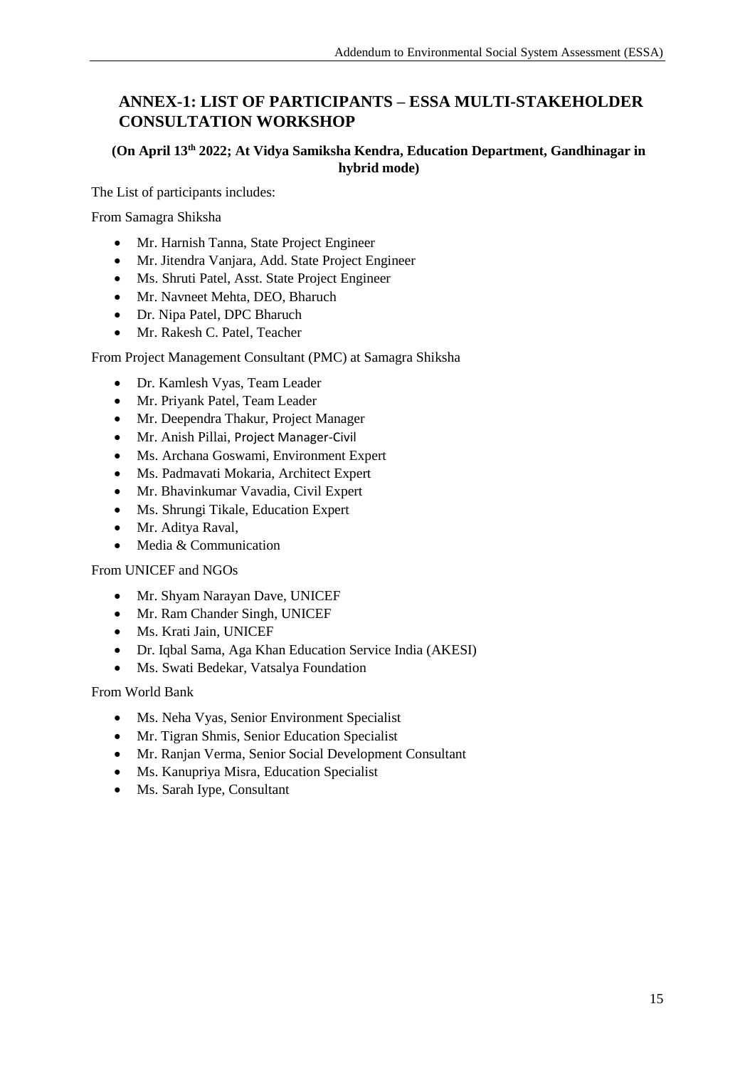## ANNEX-1: LIST OF PARTICIPANTS – ESSA MULTI-STAKEHOLDER CONSULTATION WORKSHOP

**(On April 13th 2022; At Vidya Samiksha Kendra, Education Department, Gandhinagar in hybrid mode)**

The List of participants includes:

From Samagra Shiksha

- Mr. Harnish Tanna, State Project Engineer
- Mr. Jitendra Vanjara, Add. State Project Engineer
- Ms. Shruti Patel, Asst. State Project Engineer
- Mr. Navneet Mehta, DEO, Bharuch
- Dr. Nipa Patel, DPC Bharuch
- Mr. Rakesh C. Patel, Teacher

From Project Management Consultant (PMC) at Samagra Shiksha

- Dr. Kamlesh Vyas, Team Leader
- Mr. Priyank Patel, Team Leader
- Mr. Deependra Thakur, Project Manager
- Mr. Anish Pillai, Project Manager-Civil
- Ms. Archana Goswami, Environment Expert
- Ms. Padmavati Mokaria, Architect Expert
- Mr. Bhavinkumar Vavadia, Civil Expert
- Ms. Shrungi Tikale, Education Expert
- Mr. Aditya Raval,
- Media & Communication

From UNICEF and NGOs

- Mr. Shyam Narayan Dave, UNICEF
- Mr. Ram Chander Singh, UNICEF
- Ms. Krati Jain, UNICEF
- Dr. Iqbal Sama, Aga Khan Education Service India (AKESI)
- Ms. Swati Bedekar, Vatsalya Foundation

From World Bank

- Ms. Neha Vyas, Senior Environment Specialist
- Mr. Tigran Shmis, Senior Education Specialist
- Mr. Ranjan Verma, Senior Social Development Consultant
- Ms. Kanupriya Misra, Education Specialist
- Ms. Sarah Iype, Consultant